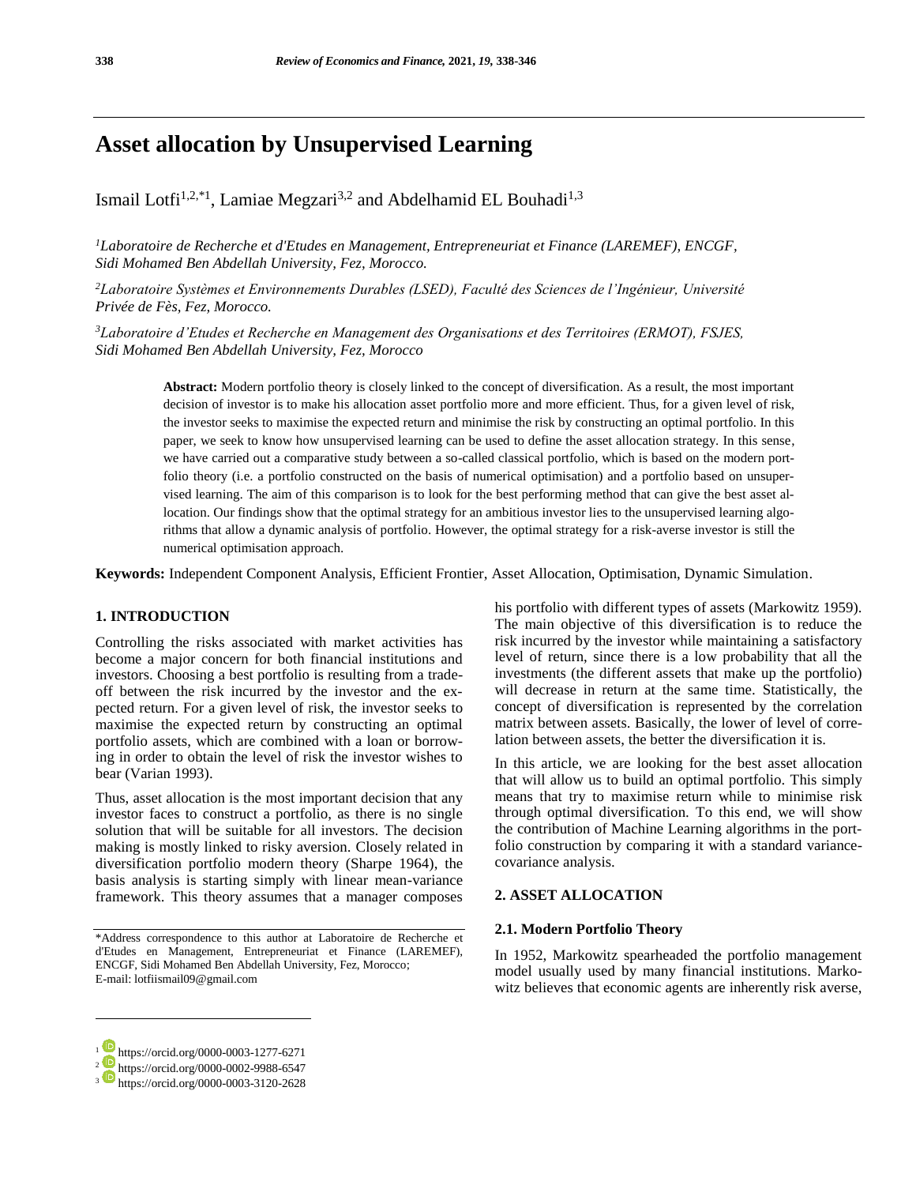# Asset allocation by Unsupervised Learning

Ismail Lotfi[1,2,*1], Lamiae Megzari[3,2] and Abdelhamid EL Bouhadi[1,3]

*[1]Laboratoire de Recherche et d'Etudes en Management, Entrepreneuriat et Finance (LAREMEF), ENCGF, Sidi Mohamed Ben Abdellah University, Fez, Morocco.*

*[2]Laboratoire Systèmes et Environnements Durables (LSED), Faculté des Sciences de l'Ingénieur, Université Privée de Fès, Fez, Morocco.*

*[3]Laboratoire d'Etudes et Recherche en Management des Organisations et des Territoires (ERMOT), FSJES, Sidi Mohamed Ben Abdellah University, Fez, Morocco*

**Abstract:** Modern portfolio theory is closely linked to the concept of diversification. As a result, the most important decision of investor is to make his allocation asset portfolio more and more efficient. Thus, for a given level of risk, the investor seeks to maximise the expected return and minimise the risk by constructing an optimal portfolio. In this paper, we seek to know how unsupervised learning can be used to define the asset allocation strategy. In this sense, we have carried out a comparative study between a so-called classical portfolio, which is based on the modern portfolio theory (i.e. a portfolio constructed on the basis of numerical optimisation) and a portfolio based on unsupervised learning. The aim of this comparison is to look for the best performing method that can give the best asset allocation. Our findings show that the optimal strategy for an ambitious investor lies to the unsupervised learning algorithms that allow a dynamic analysis of portfolio. However, the optimal strategy for a risk-averse investor is still the numerical optimisation approach.

**Keywords:** Independent Component Analysis, Efficient Frontier, Asset Allocation, Optimisation, Dynamic Simulation.

## 1. INTRODUCTION

Controlling the risks associated with market activities has become a major concern for both financial institutions and investors. Choosing a best portfolio is resulting from a tradeoff between the risk incurred by the investor and the expected return. For a given level of risk, the investor seeks to maximise the expected return by constructing an optimal portfolio assets, which are combined with a loan or borrowing in order to obtain the level of risk the investor wishes to bear (Varian 1993).

Thus, asset allocation is the most important decision that any investor faces to construct a portfolio, as there is no single solution that will be suitable for all investors. The decision making is mostly linked to risky aversion. Closely related in diversification portfolio modern theory (Sharpe 1964), the basis analysis is starting simply with linear mean-variance framework. This theory assumes that a manager composes his portfolio with different types of assets (Markowitz 1959). The main objective of this diversification is to reduce the risk incurred by the investor while maintaining a satisfactory level of return, since there is a low probability that all the investments (the different assets that make up the portfolio) will decrease in return at the same time. Statistically, the concept of diversification is represented by the correlation matrix between assets. Basically, the lower of level of correlation between assets, the better the diversification it is.

In this article, we are looking for the best asset allocation that will allow us to build an optimal portfolio. This simply means that try to maximise return while to minimise risk through optimal diversification. To this end, we will show the contribution of Machine Learning algorithms in the portfolio construction by comparing it with a standard variance-covariance analysis.

## 2. ASSET ALLOCATION

### 2.1. Modern Portfolio Theory

In 1952, Markowitz spearheaded the portfolio management model usually used by many financial institutions. Markowitz believes that economic agents are inherently risk averse,

*Address correspondence to this author at Laboratoire de Recherche et d'Etudes en Management, Entrepreneuriat et Finance (LAREMEF), ENCGF, Sidi Mohamed Ben Abdellah University, Fez, Morocco; E-mail: lotfiismail09@gmail.com

[1] https://orcid.org/0000-0003-1277-6271
[2] https://orcid.org/0000-0002-9988-6547
[3] https://orcid.org/0000-0003-3120-2628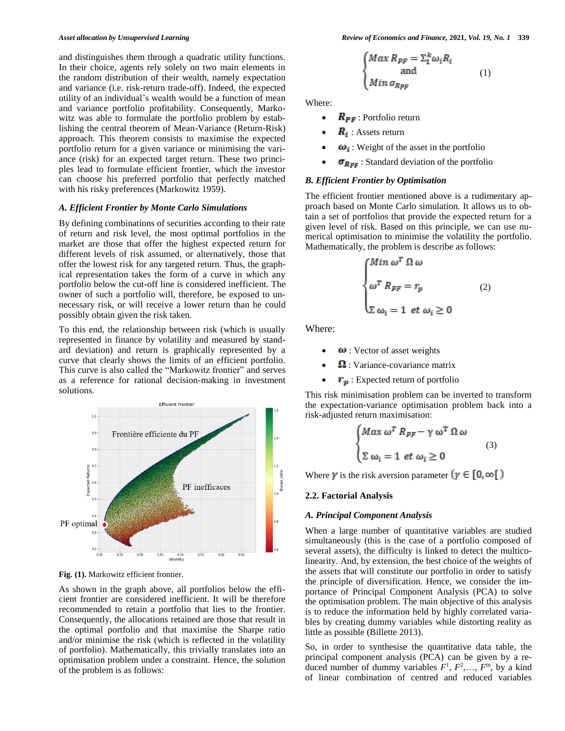and distinguishes them through a quadratic utility functions. In their choice, agents rely solely on two main elements in the random distribution of their wealth, namely expectation and variance (i.e. risk-return trade-off). Indeed, the expected utility of an individual's wealth would be a function of mean and variance portfolio profitability. Consequently, Markowitz was able to formulate the portfolio problem by establishing the central theorem of Mean-Variance (Return-Risk) approach. This theorem consists to maximise the expected portfolio return for a given variance or minimising the variance (risk) for an expected target return. These two principles lead to formulate efficient frontier, which the investor can choose his preferred portfolio that perfectly matched with his risky preferences (Markowitz 1959).

### A. Efficient Frontier by Monte Carlo Simulations

By defining combinations of securities according to their rate of return and risk level, the most optimal portfolios in the market are those that offer the highest expected return for different levels of risk assumed, or alternatively, those that offer the lowest risk for any targeted return. Thus, the graphical representation takes the form of a curve in which any portfolio below the cut-off line is considered inefficient. The owner of such a portfolio will, therefore, be exposed to unnecessary risk, or will receive a lower return than he could possibly obtain given the risk taken.

To this end, the relationship between risk (which is usually represented in finance by volatility and measured by standard deviation) and return is graphically represented by a curve that clearly shows the limits of an efficient portfolio. This curve is also called the "Markowitz frontier" and serves as a reference for rational decision-making in investment solutions.

**Fig. (1).** Markowitz efficient frontier.

As shown in the graph above, all portfolios below the efficient frontier are considered inefficient. It will be therefore recommended to retain a portfolio that lies to the frontier. Consequently, the allocations retained are those that result in the optimal portfolio and that maximise the Sharpe ratio and/or minimise the risk (which is reflected in the volatility of portfolio). Mathematically, this trivially translates into an optimisation problem under a constraint. Hence, the solution of the problem is as follows:

$$\begin{cases} Max\ R_{PF} = \Sigma_1^k \omega_i R_i \\ \text{and} \\ Min\ \sigma_{R_{PF}} \end{cases} \quad (1)$$

Where:

- $R_{PF}$ : Portfolio return
- $R_i$ : Assets return
- $\omega_i$ : Weight of the asset in the portfolio
- $\sigma_{R_{PF}}$ : Standard deviation of the portfolio

### B. Efficient Frontier by Optimisation

The efficient frontier mentioned above is a rudimentary approach based on Monte Carlo simulation. It allows us to obtain a set of portfolios that provide the expected return for a given level of risk. Based on this principle, we can use numerical optimisation to minimise the volatility the portfolio. Mathematically, the problem is describe as follows:

$$\begin{cases} Min\ \omega^T\ \Omega\ \omega \\ \omega^T\ R_{PF} = r_p \\ \Sigma\ \omega_i = 1\ \ et\ \omega_i \geq 0 \end{cases} \quad (2)$$

Where:

- $\omega$ : Vector of asset weights
- $\Omega$ : Variance-covariance matrix
- $r_p$ : Expected return of portfolio

This risk minimisation problem can be inverted to transform the expectation-variance optimisation problem back into a risk-adjusted return maximisation:

$$\begin{cases} Max\ \omega^T\ R_{PF} - \gamma\ \omega^T\ \Omega\ \omega \\ \Sigma\ \omega_i = 1\ \ et\ \omega_i \geq 0 \end{cases} \quad (3)$$

Where $\gamma$ is the risk aversion parameter $(\gamma \in [0, \infty[)$

## 2.2. Factorial Analysis

### A. Principal Component Analysis

When a large number of quantitative variables are studied simultaneously (this is the case of a portfolio composed of several assets), the difficulty is linked to detect the multicolinearity. And, by extension, the best choice of the weights of the assets that will constitute our portfolio in order to satisfy the principle of diversification. Hence, we consider the importance of Principal Component Analysis (PCA) to solve the optimisation problem. The main objective of this analysis is to reduce the information held by highly correlated variables by creating dummy variables while distorting reality as little as possible (Billette 2013).

So, in order to synthesise the quantitative data table, the principal component analysis (PCA) can be given by a reduced number of dummy variables $F^1, F^2, \ldots, F^m$, by a kind of linear combination of centred and reduced variables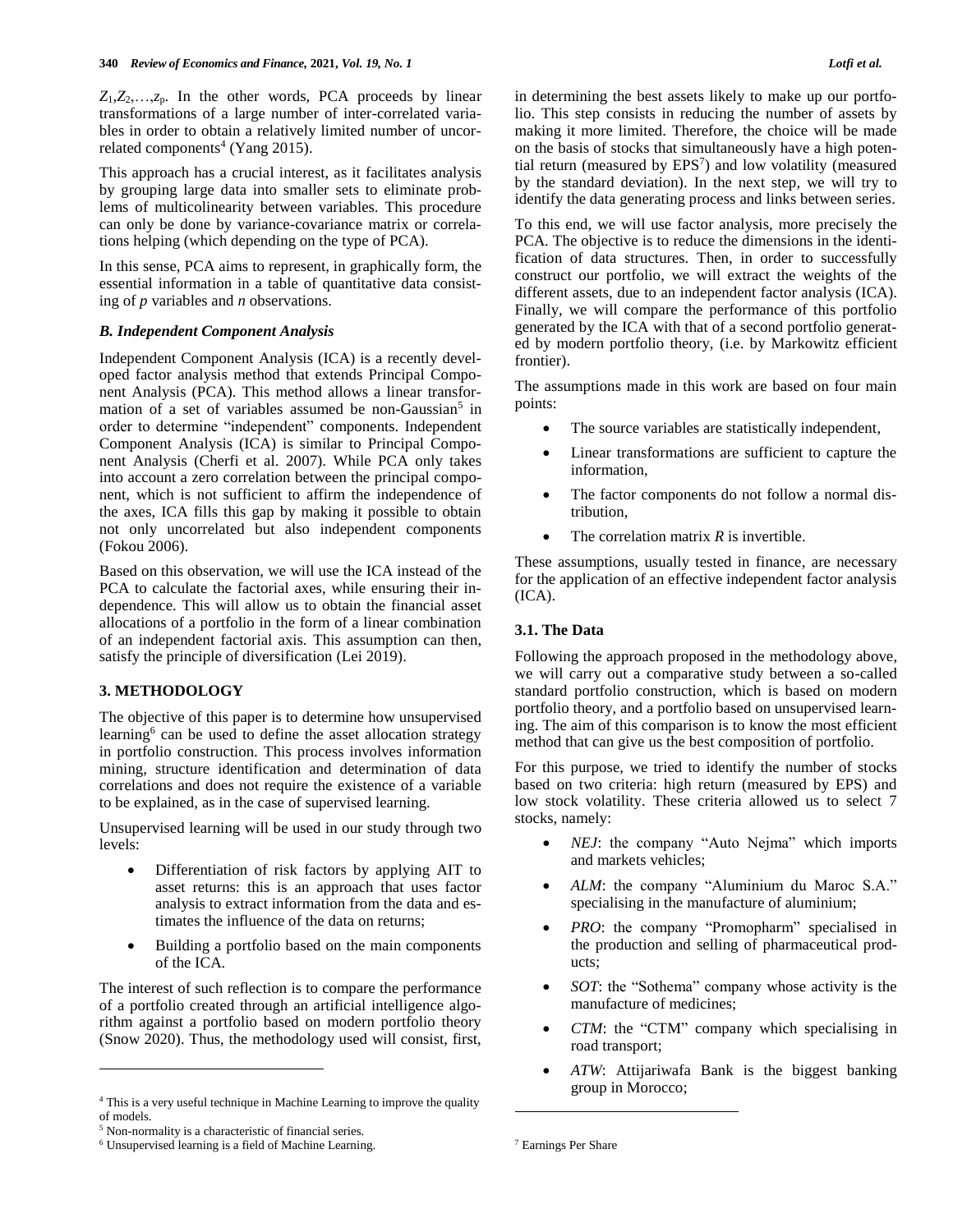$Z_1, Z_2, \ldots, z_p$. In the other words, PCA proceeds by linear transformations of a large number of inter-correlated variables in order to obtain a relatively limited number of uncorrelated components[4] (Yang 2015).

This approach has a crucial interest, as it facilitates analysis by grouping large data into smaller sets to eliminate problems of multicolinearity between variables. This procedure can only be done by variance-covariance matrix or correlations helping (which depending on the type of PCA).

In this sense, PCA aims to represent, in graphically form, the essential information in a table of quantitative data consisting of *p* variables and *n* observations.

### *B. Independent Component Analysis*

Independent Component Analysis (ICA) is a recently developed factor analysis method that extends Principal Component Analysis (PCA). This method allows a linear transformation of a set of variables assumed be non-Gaussian[5] in order to determine "independent" components. Independent Component Analysis (ICA) is similar to Principal Component Analysis (Cherfi et al. 2007). While PCA only takes into account a zero correlation between the principal component, which is not sufficient to affirm the independence of the axes, ICA fills this gap by making it possible to obtain not only uncorrelated but also independent components (Fokou 2006).

Based on this observation, we will use the ICA instead of the PCA to calculate the factorial axes, while ensuring their independence. This will allow us to obtain the financial asset allocations of a portfolio in the form of a linear combination of an independent factorial axis. This assumption can then, satisfy the principle of diversification (Lei 2019).

## 3. METHODOLOGY

The objective of this paper is to determine how unsupervised learning[6] can be used to define the asset allocation strategy in portfolio construction. This process involves information mining, structure identification and determination of data correlations and does not require the existence of a variable to be explained, as in the case of supervised learning.

Unsupervised learning will be used in our study through two levels:

- Differentiation of risk factors by applying AIT to asset returns: this is an approach that uses factor analysis to extract information from the data and estimates the influence of the data on returns;
- Building a portfolio based on the main components of the ICA.

The interest of such reflection is to compare the performance of a portfolio created through an artificial intelligence algorithm against a portfolio based on modern portfolio theory (Snow 2020). Thus, the methodology used will consist, first, in determining the best assets likely to make up our portfolio. This step consists in reducing the number of assets by making it more limited. Therefore, the choice will be made on the basis of stocks that simultaneously have a high potential return (measured by EPS[7]) and low volatility (measured by the standard deviation). In the next step, we will try to identify the data generating process and links between series.

To this end, we will use factor analysis, more precisely the PCA. The objective is to reduce the dimensions in the identification of data structures. Then, in order to successfully construct our portfolio, we will extract the weights of the different assets, due to an independent factor analysis (ICA). Finally, we will compare the performance of this portfolio generated by the ICA with that of a second portfolio generated by modern portfolio theory, (i.e. by Markowitz efficient frontier).

The assumptions made in this work are based on four main points:

- The source variables are statistically independent,
- Linear transformations are sufficient to capture the information,
- The factor components do not follow a normal distribution,
- The correlation matrix *R* is invertible.

These assumptions, usually tested in finance, are necessary for the application of an effective independent factor analysis (ICA).

### 3.1. The Data

Following the approach proposed in the methodology above, we will carry out a comparative study between a so-called standard portfolio construction, which is based on modern portfolio theory, and a portfolio based on unsupervised learning. The aim of this comparison is to know the most efficient method that can give us the best composition of portfolio.

For this purpose, we tried to identify the number of stocks based on two criteria: high return (measured by EPS) and low stock volatility. These criteria allowed us to select 7 stocks, namely:

- *NEJ*: the company "Auto Nejma" which imports and markets vehicles;
- *ALM*: the company "Aluminium du Maroc S.A." specialising in the manufacture of aluminium;
- *PRO*: the company "Promopharm" specialised in the production and selling of pharmaceutical products;
- *SOT*: the "Sothema" company whose activity is the manufacture of medicines;
- *CTM*: the "CTM" company which specialising in road transport;
- *ATW*: Attijariwafa Bank is the biggest banking group in Morocco;

[4] This is a very useful technique in Machine Learning to improve the quality of models.

[5] Non-normality is a characteristic of financial series.

[6] Unsupervised learning is a field of Machine Learning.

[7] Earnings Per Share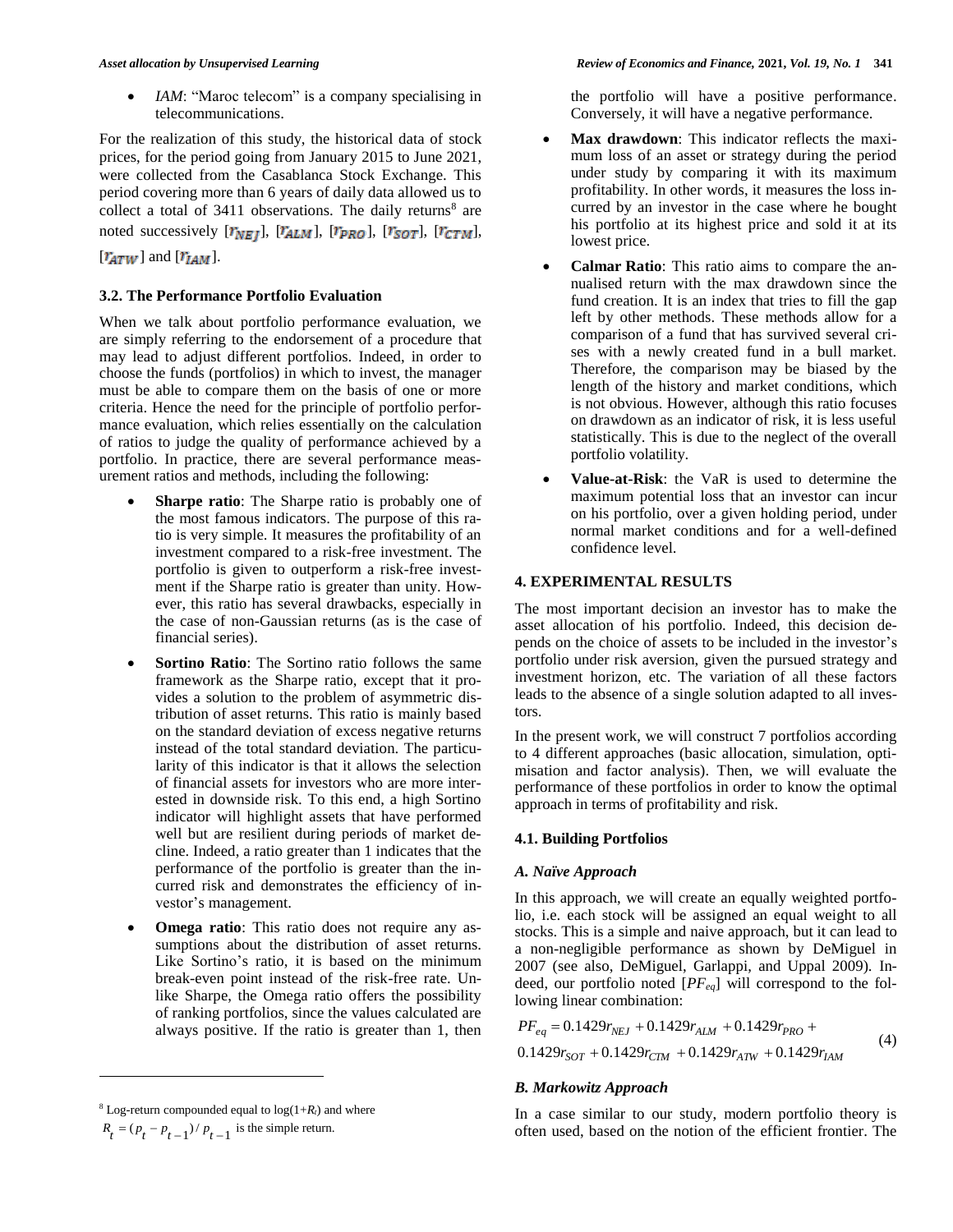- *IAM*: "Maroc telecom" is a company specialising in telecommunications.

For the realization of this study, the historical data of stock prices, for the period going from January 2015 to June 2021, were collected from the Casablanca Stock Exchange. This period covering more than 6 years of daily data allowed us to collect a total of 3411 observations. The daily returns[8] are noted successively [$r_{NEJ}$], [$r_{ALM}$], [$r_{PRO}$], [$r_{SOT}$], [$r_{CTM}$], [$r_{ATW}$] and [$r_{IAM}$].

### 3.2. The Performance Portfolio Evaluation

When we talk about portfolio performance evaluation, we are simply referring to the endorsement of a procedure that may lead to adjust different portfolios. Indeed, in order to choose the funds (portfolios) in which to invest, the manager must be able to compare them on the basis of one or more criteria. Hence the need for the principle of portfolio performance evaluation, which relies essentially on the calculation of ratios to judge the quality of performance achieved by a portfolio. In practice, there are several performance measurement ratios and methods, including the following:

- **Sharpe ratio**: The Sharpe ratio is probably one of the most famous indicators. The purpose of this ratio is very simple. It measures the profitability of an investment compared to a risk-free investment. The portfolio is given to outperform a risk-free investment if the Sharpe ratio is greater than unity. However, this ratio has several drawbacks, especially in the case of non-Gaussian returns (as is the case of financial series).
- **Sortino Ratio**: The Sortino ratio follows the same framework as the Sharpe ratio, except that it provides a solution to the problem of asymmetric distribution of asset returns. This ratio is mainly based on the standard deviation of excess negative returns instead of the total standard deviation. The particularity of this indicator is that it allows the selection of financial assets for investors who are more interested in downside risk. To this end, a high Sortino indicator will highlight assets that have performed well but are resilient during periods of market decline. Indeed, a ratio greater than 1 indicates that the performance of the portfolio is greater than the incurred risk and demonstrates the efficiency of investor's management.
- **Omega ratio**: This ratio does not require any assumptions about the distribution of asset returns. Like Sortino's ratio, it is based on the minimum break-even point instead of the risk-free rate. Unlike Sharpe, the Omega ratio offers the possibility of ranking portfolios, since the values calculated are always positive. If the ratio is greater than 1, then the portfolio will have a positive performance. Conversely, it will have a negative performance.
- **Max drawdown**: This indicator reflects the maximum loss of an asset or strategy during the period under study by comparing it with its maximum profitability. In other words, it measures the loss incurred by an investor in the case where he bought his portfolio at its highest price and sold it at its lowest price.
- **Calmar Ratio**: This ratio aims to compare the annualised return with the max drawdown since the fund creation. It is an index that tries to fill the gap left by other methods. These methods allow for a comparison of a fund that has survived several crises with a newly created fund in a bull market. Therefore, the comparison may be biased by the length of the history and market conditions, which is not obvious. However, although this ratio focuses on drawdown as an indicator of risk, it is less useful statistically. This is due to the neglect of the overall portfolio volatility.
- **Value-at-Risk**: the VaR is used to determine the maximum potential loss that an investor can incur on his portfolio, over a given holding period, under normal market conditions and for a well-defined confidence level.

## 4. EXPERIMENTAL RESULTS

The most important decision an investor has to make the asset allocation of his portfolio. Indeed, this decision depends on the choice of assets to be included in the investor's portfolio under risk aversion, given the pursued strategy and investment horizon, etc. The variation of all these factors leads to the absence of a single solution adapted to all investors.

In the present work, we will construct 7 portfolios according to 4 different approaches (basic allocation, simulation, optimisation and factor analysis). Then, we will evaluate the performance of these portfolios in order to know the optimal approach in terms of profitability and risk.

### 4.1. Building Portfolios

#### *A. Naïve Approach*

In this approach, we will create an equally weighted portfolio, i.e. each stock will be assigned an equal weight to all stocks. This is a simple and naive approach, but it can lead to a non-negligible performance as shown by DeMiguel in 2007 (see also, DeMiguel, Garlappi, and Uppal 2009). Indeed, our portfolio noted [$PF_{eq}$] will correspond to the following linear combination:

$$PF_{eq} = 0.1429r_{NEJ} + 0.1429r_{ALM} + 0.1429r_{PRO} + 0.1429r_{SOT} + 0.1429r_{CTM} + 0.1429r_{ATW} + 0.1429r_{IAM} \quad (4)$$

#### *B. Markowitz Approach*

In a case similar to our study, modern portfolio theory is often used, based on the notion of the efficient frontier. The

[8] Log-return compounded equal to $\log(1+R_t)$ and where $R_t = (p_t - p_{t-1}) / p_{t-1}$ is the simple return.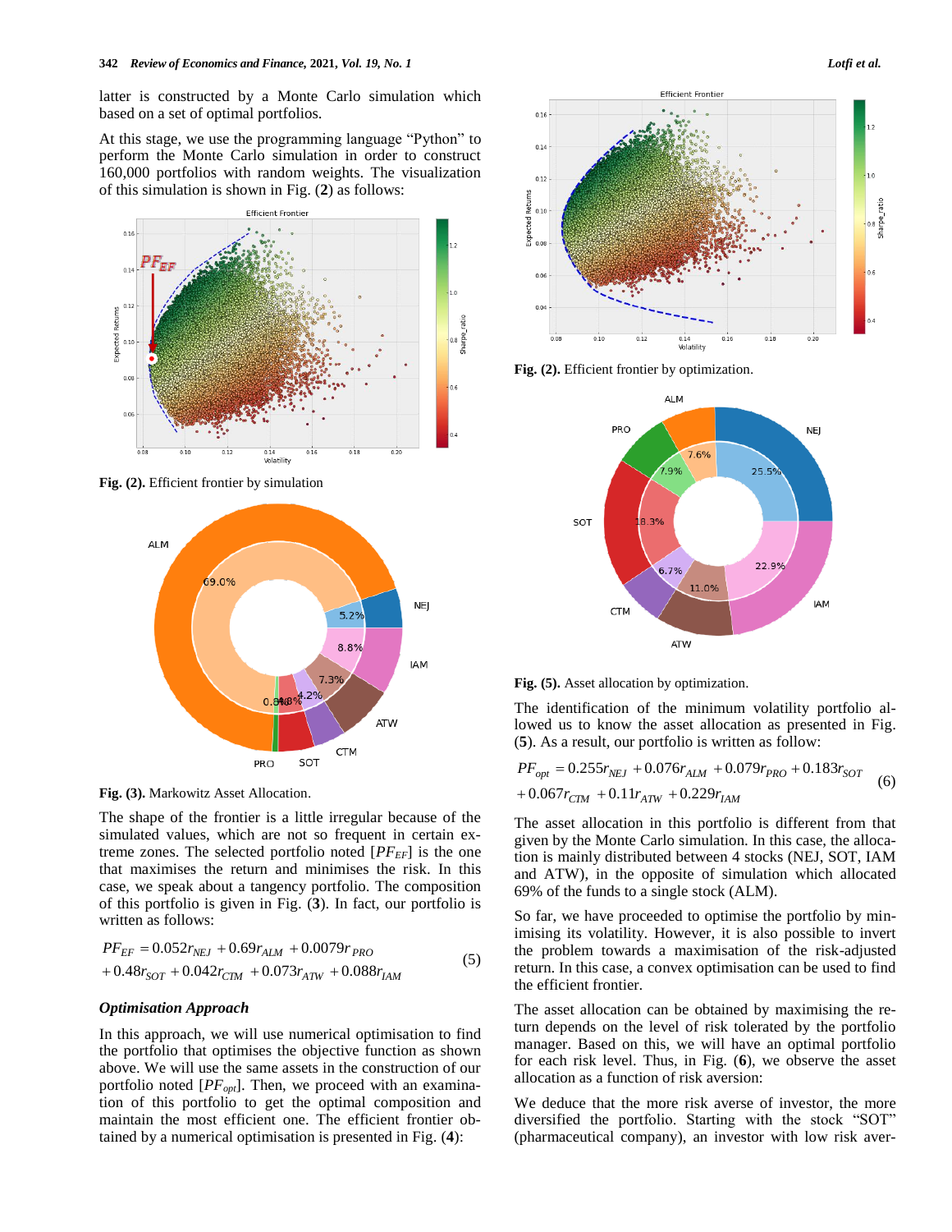latter is constructed by a Monte Carlo simulation which based on a set of optimal portfolios.

At this stage, we use the programming language "Python" to perform the Monte Carlo simulation in order to construct 160,000 portfolios with random weights. The visualization of this simulation is shown in Fig. (**2**) as follows:

**Fig. (2).** Efficient frontier by simulation

**Fig. (3).** Markowitz Asset Allocation.

The shape of the frontier is a little irregular because of the simulated values, which are not so frequent in certain extreme zones. The selected portfolio noted [$PF_{EF}$] is the one that maximises the return and minimises the risk. In this case, we speak about a tangency portfolio. The composition of this portfolio is given in Fig. (**3**). In fact, our portfolio is written as follows:

$$PF_{EF} = 0.052r_{NEJ} + 0.69r_{ALM} + 0.0079r_{PRO} + 0.48r_{SOT} + 0.042r_{CTM} + 0.073r_{ATW} + 0.088r_{IAM} \quad (5)$$

### *Optimisation Approach*

In this approach, we will use numerical optimisation to find the portfolio that optimises the objective function as shown above. We will use the same assets in the construction of our portfolio noted [$PF_{opt}$]. Then, we proceed with an examination of this portfolio to get the optimal composition and maintain the most efficient one. The efficient frontier obtained by a numerical optimisation is presented in Fig. (**4**):

**Fig. (2).** Efficient frontier by optimization.

**Fig. (5).** Asset allocation by optimization.

The identification of the minimum volatility portfolio allowed us to know the asset allocation as presented in Fig. (**5**). As a result, our portfolio is written as follow:

$$PF_{opt} = 0.255r_{NEJ} + 0.076r_{ALM} + 0.079r_{PRO} + 0.183r_{SOT} + 0.067r_{CTM} + 0.11r_{ATW} + 0.229r_{IAM} \quad (6)$$

The asset allocation in this portfolio is different from that given by the Monte Carlo simulation. In this case, the allocation is mainly distributed between 4 stocks (NEJ, SOT, IAM and ATW), in the opposite of simulation which allocated 69% of the funds to a single stock (ALM).

So far, we have proceeded to optimise the portfolio by minimising its volatility. However, it is also possible to invert the problem towards a maximisation of the risk-adjusted return. In this case, a convex optimisation can be used to find the efficient frontier.

The asset allocation can be obtained by maximising the return depends on the level of risk tolerated by the portfolio manager. Based on this, we will have an optimal portfolio for each risk level. Thus, in Fig. (**6**), we observe the asset allocation as a function of risk aversion:

We deduce that the more risk averse of investor, the more diversified the portfolio. Starting with the stock "SOT" (pharmaceutical company), an investor with low risk aver-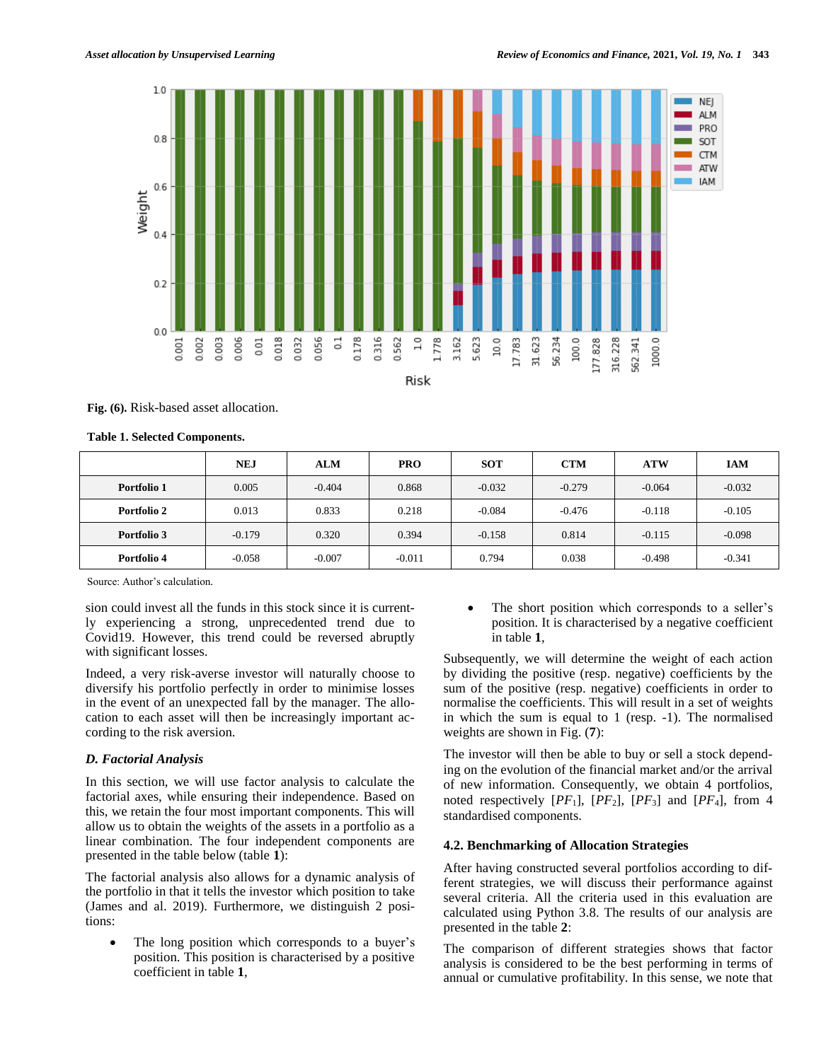Fig. (6). Risk-based asset allocation.

**Table 1. Selected Components.**

| | NEJ | ALM | PRO | SOT | CTM | ATW | IAM |
|---|---|---|---|---|---|---|---|
| **Portfolio 1** | 0.005 | -0.404 | 0.868 | -0.032 | -0.279 | -0.064 | -0.032 |
| **Portfolio 2** | 0.013 | 0.833 | 0.218 | -0.084 | -0.476 | -0.118 | -0.105 |
| **Portfolio 3** | -0.179 | 0.320 | 0.394 | -0.158 | 0.814 | -0.115 | -0.098 |
| **Portfolio 4** | -0.058 | -0.007 | -0.011 | 0.794 | 0.038 | -0.498 | -0.341 |

Source: Author's calculation.

sion could invest all the funds in this stock since it is currently experiencing a strong, unprecedented trend due to Covid19. However, this trend could be reversed abruptly with significant losses.

Indeed, a very risk-averse investor will naturally choose to diversify his portfolio perfectly in order to minimise losses in the event of an unexpected fall by the manager. The allocation to each asset will then be increasingly important according to the risk aversion.

### D. Factorial Analysis

In this section, we will use factor analysis to calculate the factorial axes, while ensuring their independence. Based on this, we retain the four most important components. This will allow us to obtain the weights of the assets in a portfolio as a linear combination. The four independent components are presented in the table below (table **1**):

The factorial analysis also allows for a dynamic analysis of the portfolio in that it tells the investor which position to take (James and al. 2019). Furthermore, we distinguish 2 positions:

- The long position which corresponds to a buyer's position. This position is characterised by a positive coefficient in table **1**,
- The short position which corresponds to a seller's position. It is characterised by a negative coefficient in table **1**,

Subsequently, we will determine the weight of each action by dividing the positive (resp. negative) coefficients by the sum of the positive (resp. negative) coefficients in order to normalise the coefficients. This will result in a set of weights in which the sum is equal to 1 (resp. -1). The normalised weights are shown in Fig. (**7**):

The investor will then be able to buy or sell a stock depending on the evolution of the financial market and/or the arrival of new information. Consequently, we obtain 4 portfolios, noted respectively [$PF_1$], [$PF_2$], [$PF_3$] and [$PF_4$], from 4 standardised components.

## 4.2. Benchmarking of Allocation Strategies

After having constructed several portfolios according to different strategies, we will discuss their performance against several criteria. All the criteria used in this evaluation are calculated using Python 3.8. The results of our analysis are presented in the table **2**:

The comparison of different strategies shows that factor analysis is considered to be the best performing in terms of annual or cumulative profitability. In this sense, we note that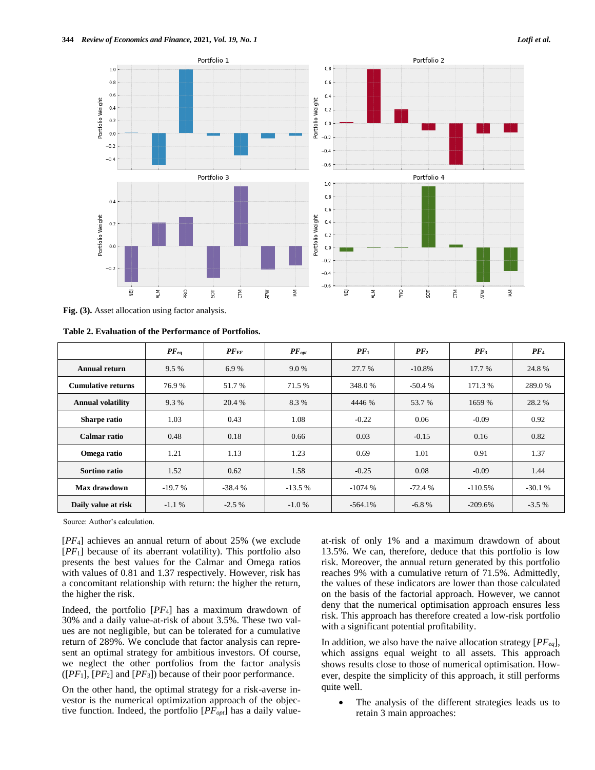**Fig. (3).** Asset allocation using factor analysis.

**Table 2. Evaluation of the Performance of Portfolios.**

| | $PF_{eq}$ | $PF_{EF}$ | $PF_{opt}$ | $PF_1$ | $PF_2$ | $PF_3$ | $PF_4$ |
|---|---|---|---|---|---|---|---|
| **Annual return** | 9.5 % | 6.9 % | 9.0 % | 27.7 % | -10.8% | 17.7 % | 24.8 % |
| **Cumulative returns** | 76.9 % | 51.7 % | 71.5 % | 348.0 % | -50.4 % | 171.3 % | 289.0 % |
| **Annual volatility** | 9.3 % | 20.4 % | 8.3 % | 4446 % | 53.7 % | 1659 % | 28.2 % |
| **Sharpe ratio** | 1.03 | 0.43 | 1.08 | -0.22 | 0.06 | -0.09 | 0.92 |
| **Calmar ratio** | 0.48 | 0.18 | 0.66 | 0.03 | -0.15 | 0.16 | 0.82 |
| **Omega ratio** | 1.21 | 1.13 | 1.23 | 0.69 | 1.01 | 0.91 | 1.37 |
| **Sortino ratio** | 1.52 | 0.62 | 1.58 | -0.25 | 0.08 | -0.09 | 1.44 |
| **Max drawdown** | -19.7 % | -38.4 % | -13.5 % | -1074 % | -72.4 % | -110.5% | -30.1 % |
| **Daily value at risk** | -1.1 % | -2.5 % | -1.0 % | -564.1% | -6.8 % | -209.6% | -3.5 % |

Source: Author's calculation.

[$PF_4$] achieves an annual return of about 25% (we exclude [$PF_1$] because of its aberrant volatility). This portfolio also presents the best values for the Calmar and Omega ratios with values of 0.81 and 1.37 respectively. However, risk has a concomitant relationship with return: the higher the return, the higher the risk.

Indeed, the portfolio [$PF_4$] has a maximum drawdown of 30% and a daily value-at-risk of about 3.5%. These two values are not negligible, but can be tolerated for a cumulative return of 289%. We conclude that factor analysis can represent an optimal strategy for ambitious investors. Of course, we neglect the other portfolios from the factor analysis ([$PF_1$], [$PF_2$] and [$PF_3$]) because of their poor performance.

On the other hand, the optimal strategy for a risk-averse investor is the numerical optimization approach of the objective function. Indeed, the portfolio [$PF_{opt}$] has a daily value-at-risk of only 1% and a maximum drawdown of about 13.5%. We can, therefore, deduce that this portfolio is low risk. Moreover, the annual return generated by this portfolio reaches 9% with a cumulative return of 71.5%. Admittedly, the values of these indicators are lower than those calculated on the basis of the factorial approach. However, we cannot deny that the numerical optimisation approach ensures less risk. This approach has therefore created a low-risk portfolio with a significant potential profitability.

In addition, we also have the naive allocation strategy [$PF_{eq}$], which assigns equal weight to all assets. This approach shows results close to those of numerical optimisation. However, despite the simplicity of this approach, it still performs quite well.

- The analysis of the different strategies leads us to retain 3 main approaches: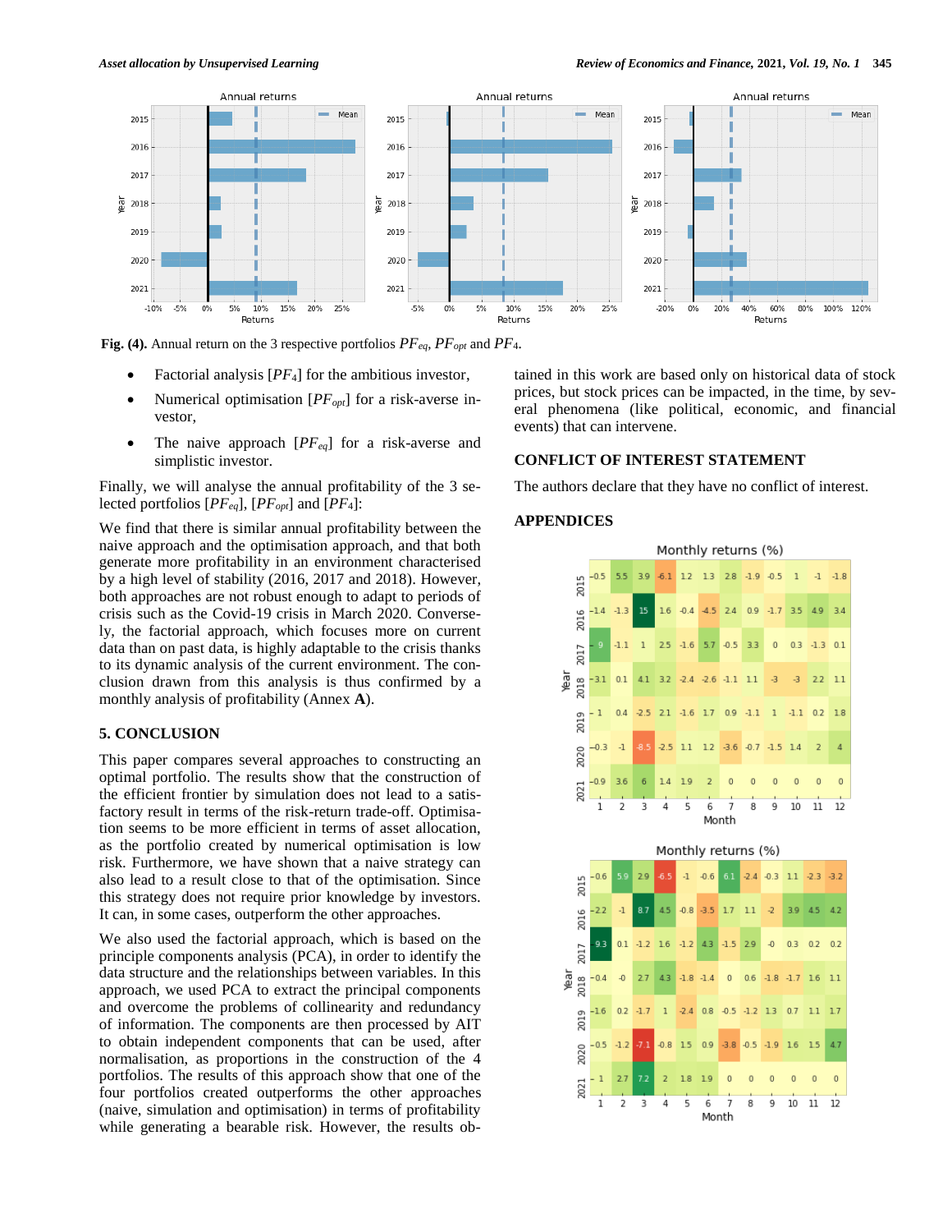**Fig. (4).** Annual return on the 3 respective portfolios $PF_{eq}$, $PF_{opt}$ and $PF_4$.

- Factorial analysis [$PF_4$] for the ambitious investor,
- Numerical optimisation [$PF_{opt}$] for a risk-averse investor,
- The naive approach [$PF_{eq}$] for a risk-averse and simplistic investor.

Finally, we will analyse the annual profitability of the 3 selected portfolios [$PF_{eq}$], [$PF_{opt}$] and [$PF_4$]:

We find that there is similar annual profitability between the naive approach and the optimisation approach, and that both generate more profitability in an environment characterised by a high level of stability (2016, 2017 and 2018). However, both approaches are not robust enough to adapt to periods of crisis such as the Covid-19 crisis in March 2020. Conversely, the factorial approach, which focuses more on current data than on past data, is highly adaptable to the crisis thanks to its dynamic analysis of the current environment. The conclusion drawn from this analysis is thus confirmed by a monthly analysis of profitability (Annex **A**).

## 5. CONCLUSION

This paper compares several approaches to constructing an optimal portfolio. The results show that the construction of the efficient frontier by simulation does not lead to a satisfactory result in terms of the risk-return trade-off. Optimisation seems to be more efficient in terms of asset allocation, as the portfolio created by numerical optimisation is low risk. Furthermore, we have shown that a naive strategy can also lead to a result close to that of the optimisation. Since this strategy does not require prior knowledge by investors. It can, in some cases, outperform the other approaches.

We also used the factorial approach, which is based on the principle components analysis (PCA), in order to identify the data structure and the relationships between variables. In this approach, we used PCA to extract the principal components and overcome the problems of collinearity and redundancy of information. The components are then processed by AIT to obtain independent components that can be used, after normalisation, as proportions in the construction of the 4 portfolios. The results of this approach show that one of the four portfolios created outperforms the other approaches (naive, simulation and optimisation) in terms of profitability while generating a bearable risk. However, the results obtained in this work are based only on historical data of stock prices, but stock prices can be impacted, in the time, by several phenomena (like political, economic, and financial events) that can intervene.

## CONFLICT OF INTEREST STATEMENT

The authors declare that they have no conflict of interest.

## APPENDICES

Monthly returns (%)

| Year | 1 | 2 | 3 | 4 | 5 | 6 | 7 | 8 | 9 | 10 | 11 | 12 |
|---|---|---|---|---|---|---|---|---|---|---|---|---|
| 2015 | -0.5 | 5.5 | 3.9 | -6.1 | 1.2 | 1.3 | 2.8 | -1.9 | -0.5 | 1 | -1 | -1.8 |
| 2016 | -1.4 | -1.3 | 15 | 1.6 | -0.4 | -4.5 | 2.4 | 0.9 | -1.7 | 3.5 | 4.9 | 3.4 |
| 2017 | 9 | -1.1 | 1 | 2.5 | -1.6 | 5.7 | -0.5 | 3.3 | 0 | 0.3 | -1.3 | 0.1 |
| 2018 | -3.1 | 0.1 | 4.1 | 3.2 | -2.4 | -2.6 | -1.1 | 1.1 | -3 | -3 | 2.2 | 1.1 |
| 2019 | 1 | 0.4 | -2.5 | 2.1 | -1.6 | 1.7 | 0.9 | -1.1 | 1 | -1.1 | 0.2 | 1.8 |
| 2020 | -0.3 | -1 | -8.5 | -2.5 | 1.1 | 1.2 | -3.6 | -0.7 | -1.5 | 1.4 | 2 | 4 |
| 2021 | -0.9 | 3.6 | 6 | 1.4 | 1.9 | 2 | 0 | 0 | 0 | 0 | 0 | 0 |

Monthly returns (%)

| Year | 1 | 2 | 3 | 4 | 5 | 6 | 7 | 8 | 9 | 10 | 11 | 12 |
|---|---|---|---|---|---|---|---|---|---|---|---|---|
| 2015 | -0.6 | 5.9 | 2.9 | -6.5 | -1 | -0.6 | 6.1 | -2.4 | -0.3 | 1.1 | -2.3 | -3.2 |
| 2016 | -2.2 | -1 | 8.7 | 4.5 | -0.8 | -3.5 | 1.7 | 1.1 | -2 | 3.9 | 4.5 | 4.2 |
| 2017 | 9.3 | 0.1 | -1.2 | 1.6 | -1.2 | 4.3 | -1.5 | 2.9 | -0 | 0.3 | 0.2 | 0.2 |
| 2018 | -0.4 | -0 | 2.7 | 4.3 | -1.8 | -1.4 | 0 | 0.6 | -1.8 | -1.7 | 1.6 | 1.1 |
| 2019 | -1.6 | 0.2 | -1.7 | 1 | -2.4 | 0.8 | -0.5 | -1.2 | 1.3 | 0.7 | 1.1 | 1.7 |
| 2020 | -0.5 | -1.2 | -7.1 | -0.8 | 1.5 | 0.9 | -3.8 | -0.5 | -1.9 | 1.6 | 1.5 | 4.7 |
| 2021 | 1 | 2.7 | 7.2 | 2 | 1.8 | 1.9 | 0 | 0 | 0 | 0 | 0 | 0 |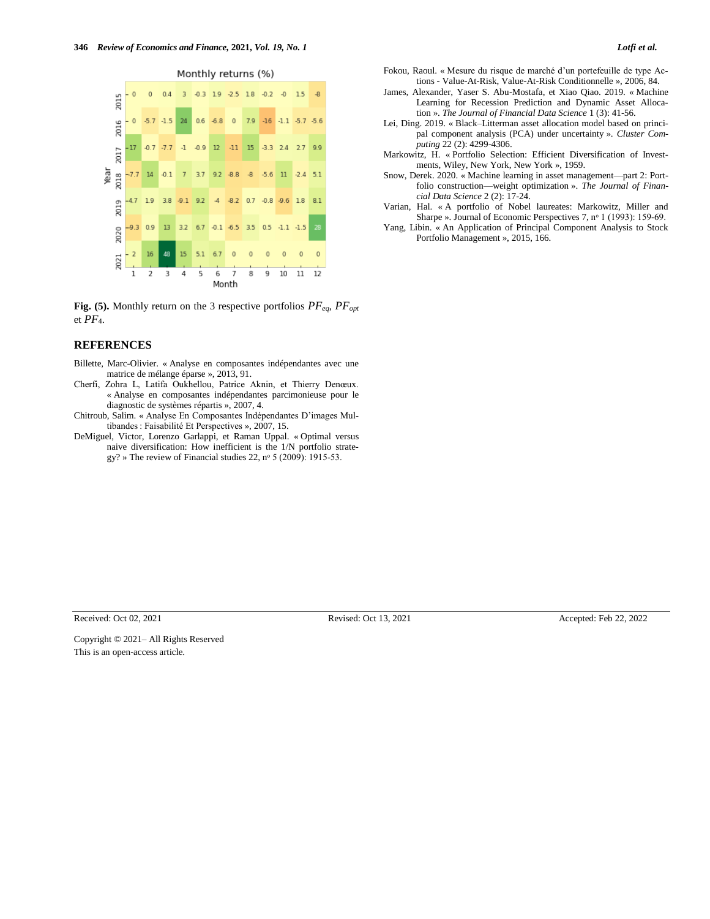Monthly returns (%)

Year

2015: 0 0 0.4 3 -0.3 1.9 -2.5 1.8 -0.2 -0 1.5 -8

2016: 0 -5.7 -1.5 24 0.6 -6.8 0 7.9 -16 -1.1 -5.7 -5.6

2017: 17 -0.7 -7.7 -1 -0.9 12 -11 15 -3.3 2.4 2.7 9.9

2018: -7.7 14 -0.1 7 3.7 9.2 -8.8 -8 -5.6 11 -2.4 5.1

2019: -4.7 1.9 3.8 -9.1 9.2 -4 -8.2 0.7 -0.8 -9.6 1.8 8.1

2020: -9.3 0.9 13 3.2 6.7 -0.1 -6.5 3.5 0.5 -1.1 -1.5 28

2021: 2 16 48 15 5.1 6.7 0 0 0 0 0 0

Month: 1 2 3 4 5 6 7 8 9 10 11 12

**Fig. (5).** Monthly return on the 3 respective portfolios $PF_{eq}$, $PF_{opt}$ et $PF_4$.

## REFERENCES

Billette, Marc-Olivier. « Analyse en composantes indépendantes avec une matrice de mélange éparse », 2013, 91.

Cherfi, Zohra L, Latifa Oukhellou, Patrice Aknin, et Thierry Denœux. « Analyse en composantes indépendantes parcimonieuse pour le diagnostic de systèmes répartis », 2007, 4.

Chitroub, Salim. « Analyse En Composantes Indépendantes D'images Multibandes : Faisabilité Et Perspectives », 2007, 15.

DeMiguel, Victor, Lorenzo Garlappi, et Raman Uppal. « Optimal versus naive diversification: How inefficient is the 1/N portfolio strategy? » The review of Financial studies 22, nº 5 (2009): 1915-53.

Fokou, Raoul. « Mesure du risque de marché d'un portefeuille de type Actions - Value-At-Risk, Value-At-Risk Conditionnelle », 2006, 84.

James, Alexander, Yaser S. Abu-Mostafa, et Xiao Qiao. 2019. « Machine Learning for Recession Prediction and Dynamic Asset Allocation ». *The Journal of Financial Data Science* 1 (3): 41-56.

Lei, Ding. 2019. « Black–Litterman asset allocation model based on principal component analysis (PCA) under uncertainty ». *Cluster Computing* 22 (2): 4299-4306.

Markowitz, H. « Portfolio Selection: Efficient Diversification of Investments, Wiley, New York, New York », 1959.

Snow, Derek. 2020. « Machine learning in asset management—part 2: Portfolio construction—weight optimization ». *The Journal of Financial Data Science* 2 (2): 17-24.

Varian, Hal. « A portfolio of Nobel laureates: Markowitz, Miller and Sharpe ». Journal of Economic Perspectives 7, nº 1 (1993): 159-69.

Yang, Libin. « An Application of Principal Component Analysis to Stock Portfolio Management », 2015, 166.

Received: Oct 02, 2021 Revised: Oct 13, 2021 Accepted: Feb 22, 2022

Copyright © 2021– All Rights Reserved
This is an open-access article.